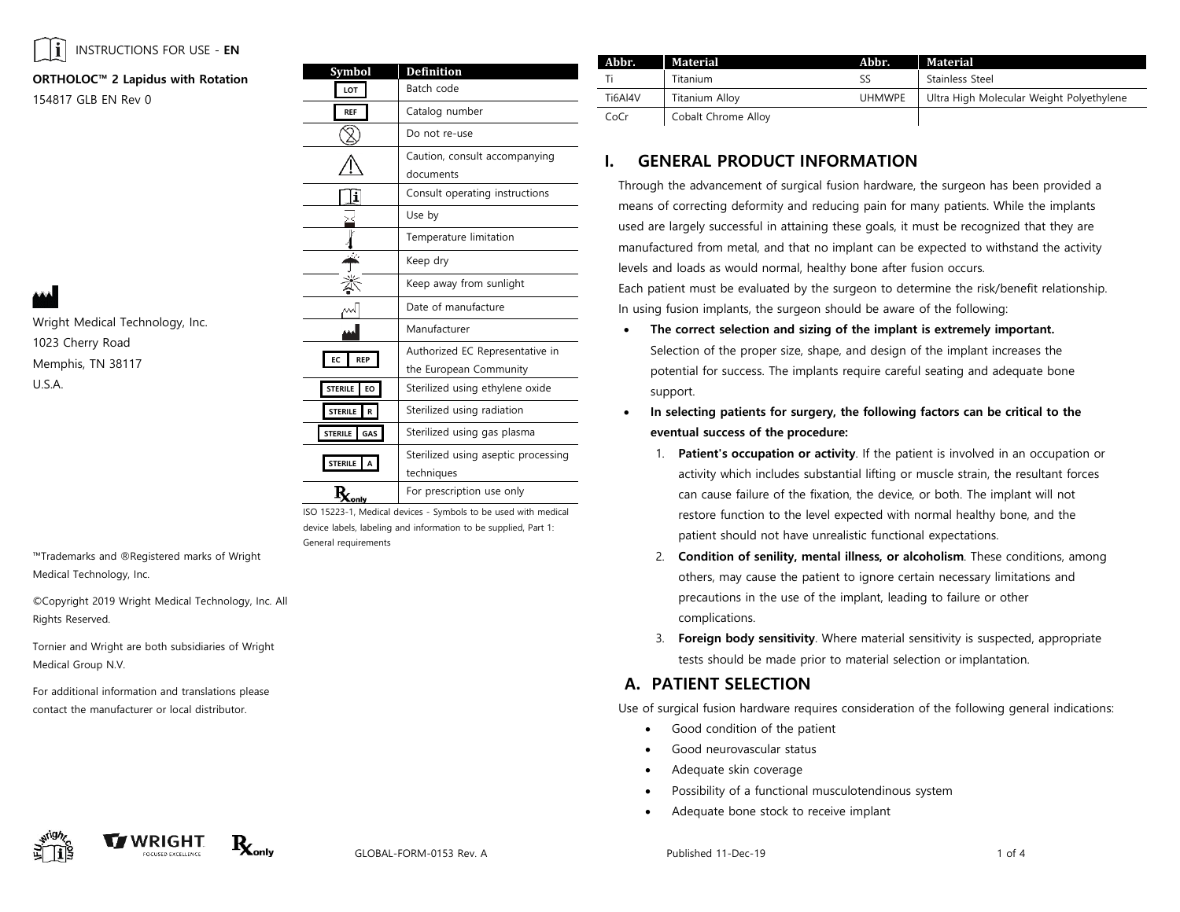INSTRUCTIONS FOR USE - **EN**

**ORTHOLOC™ 2 Lapidus with Rotation**

154817 GLB EN Rev 0

Wright Medical Technology, Inc.
1023 Cherry Road
Memphis, TN 38117
U.S.A.

™Trademarks and ®Registered marks of Wright Medical Technology, Inc.

©Copyright 2019 Wright Medical Technology, Inc. All Rights Reserved.

Tornier and Wright are both subsidiaries of Wright Medical Group N.V.

For additional information and translations please contact the manufacturer or local distributor.

| Symbol | Definition |
|---|---|
| LOT | Batch code |
| REF | Catalog number |
| | Do not re-use |
| | Caution, consult accompanying documents |
| | Consult operating instructions |
| | Use by |
| | Temperature limitation |
| | Keep dry |
| | Keep away from sunlight |
| | Date of manufacture |
| | Manufacturer |
| EC REP | Authorized EC Representative in the European Community |
| STERILE EO | Sterilized using ethylene oxide |
| STERILE R | Sterilized using radiation |
| STERILE GAS | Sterilized using gas plasma |
| STERILE A | Sterilized using aseptic processing techniques |
| Rx only | For prescription use only |

ISO 15223-1, Medical devices - Symbols to be used with medical device labels, labeling and information to be supplied, Part 1: General requirements

| Abbr. | Material | Abbr. | Material |
|---|---|---|---|
| Ti | Titanium | SS | Stainless Steel |
| Ti6Al4V | Titanium Alloy | UHMWPE | Ultra High Molecular Weight Polyethylene |
| CoCr | Cobalt Chrome Alloy | | |

## I. GENERAL PRODUCT INFORMATION

Through the advancement of surgical fusion hardware, the surgeon has been provided a means of correcting deformity and reducing pain for many patients. While the implants used are largely successful in attaining these goals, it must be recognized that they are manufactured from metal, and that no implant can be expected to withstand the activity levels and loads as would normal, healthy bone after fusion occurs.

Each patient must be evaluated by the surgeon to determine the risk/benefit relationship.

In using fusion implants, the surgeon should be aware of the following:

- **The correct selection and sizing of the implant is extremely important.** Selection of the proper size, shape, and design of the implant increases the potential for success. The implants require careful seating and adequate bone support.
- **In selecting patients for surgery, the following factors can be critical to the eventual success of the procedure:**
  1. **Patient's occupation or activity**. If the patient is involved in an occupation or activity which includes substantial lifting or muscle strain, the resultant forces can cause failure of the fixation, the device, or both. The implant will not restore function to the level expected with normal healthy bone, and the patient should not have unrealistic functional expectations.
  2. **Condition of senility, mental illness, or alcoholism**. These conditions, among others, may cause the patient to ignore certain necessary limitations and precautions in the use of the implant, leading to failure or other complications.
  3. **Foreign body sensitivity**. Where material sensitivity is suspected, appropriate tests should be made prior to material selection or implantation.

### A. PATIENT SELECTION

Use of surgical fusion hardware requires consideration of the following general indications:

- Good condition of the patient
- Good neurovascular status
- Adequate skin coverage
- Possibility of a functional musculotendinous system
- Adequate bone stock to receive implant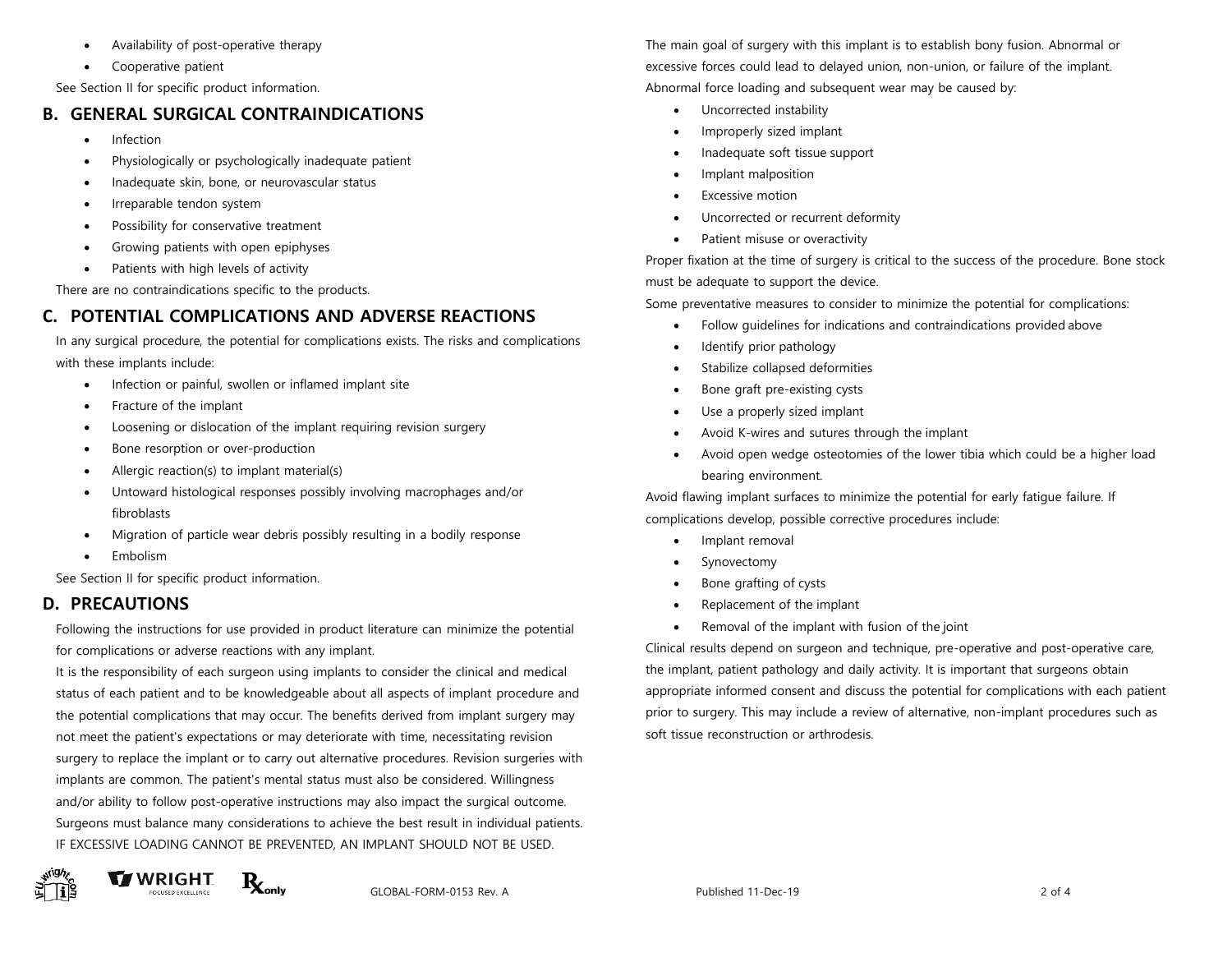- Availability of post-operative therapy
- Cooperative patient

See Section II for specific product information.

## B. GENERAL SURGICAL CONTRAINDICATIONS

- Infection
- Physiologically or psychologically inadequate patient
- Inadequate skin, bone, or neurovascular status
- Irreparable tendon system
- Possibility for conservative treatment
- Growing patients with open epiphyses
- Patients with high levels of activity

There are no contraindications specific to the products.

## C. POTENTIAL COMPLICATIONS AND ADVERSE REACTIONS

In any surgical procedure, the potential for complications exists. The risks and complications with these implants include:

- Infection or painful, swollen or inflamed implant site
- Fracture of the implant
- Loosening or dislocation of the implant requiring revision surgery
- Bone resorption or over-production
- Allergic reaction(s) to implant material(s)
- Untoward histological responses possibly involving macrophages and/or fibroblasts
- Migration of particle wear debris possibly resulting in a bodily response
- Embolism

See Section II for specific product information.

## D. PRECAUTIONS

Following the instructions for use provided in product literature can minimize the potential for complications or adverse reactions with any implant.

It is the responsibility of each surgeon using implants to consider the clinical and medical status of each patient and to be knowledgeable about all aspects of implant procedure and the potential complications that may occur. The benefits derived from implant surgery may not meet the patient's expectations or may deteriorate with time, necessitating revision surgery to replace the implant or to carry out alternative procedures. Revision surgeries with implants are common. The patient's mental status must also be considered. Willingness and/or ability to follow post-operative instructions may also impact the surgical outcome. Surgeons must balance many considerations to achieve the best result in individual patients. IF EXCESSIVE LOADING CANNOT BE PREVENTED, AN IMPLANT SHOULD NOT BE USED.

The main goal of surgery with this implant is to establish bony fusion. Abnormal or excessive forces could lead to delayed union, non-union, or failure of the implant. Abnormal force loading and subsequent wear may be caused by:

- Uncorrected instability
- Improperly sized implant
- Inadequate soft tissue support
- Implant malposition
- Excessive motion
- Uncorrected or recurrent deformity
- Patient misuse or overactivity

Proper fixation at the time of surgery is critical to the success of the procedure. Bone stock must be adequate to support the device.

Some preventative measures to consider to minimize the potential for complications:

- Follow guidelines for indications and contraindications provided above
- Identify prior pathology
- Stabilize collapsed deformities
- Bone graft pre-existing cysts
- Use a properly sized implant
- Avoid K-wires and sutures through the implant
- Avoid open wedge osteotomies of the lower tibia which could be a higher load bearing environment.

Avoid flawing implant surfaces to minimize the potential for early fatigue failure. If complications develop, possible corrective procedures include:

- Implant removal
- Synovectomy
- Bone grafting of cysts
- Replacement of the implant
- Removal of the implant with fusion of the joint

Clinical results depend on surgeon and technique, pre-operative and post-operative care, the implant, patient pathology and daily activity. It is important that surgeons obtain appropriate informed consent and discuss the potential for complications with each patient prior to surgery. This may include a review of alternative, non-implant procedures such as soft tissue reconstruction or arthrodesis.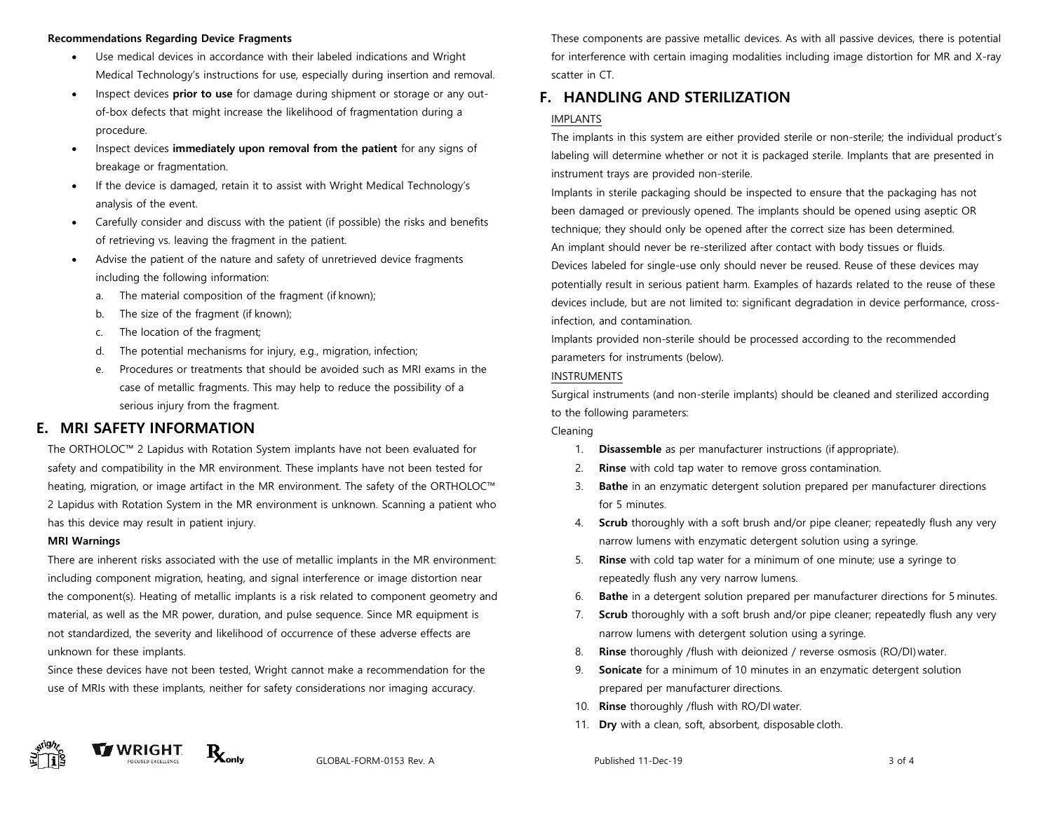**Recommendations Regarding Device Fragments**

- Use medical devices in accordance with their labeled indications and Wright Medical Technology's instructions for use, especially during insertion and removal.
- Inspect devices **prior to use** for damage during shipment or storage or any out-of-box defects that might increase the likelihood of fragmentation during a procedure.
- Inspect devices **immediately upon removal from the patient** for any signs of breakage or fragmentation.
- If the device is damaged, retain it to assist with Wright Medical Technology's analysis of the event.
- Carefully consider and discuss with the patient (if possible) the risks and benefits of retrieving vs. leaving the fragment in the patient.
- Advise the patient of the nature and safety of unretrieved device fragments including the following information:
  a. The material composition of the fragment (if known);
  b. The size of the fragment (if known);
  c. The location of the fragment;
  d. The potential mechanisms for injury, e.g., migration, infection;
  e. Procedures or treatments that should be avoided such as MRI exams in the case of metallic fragments. This may help to reduce the possibility of a serious injury from the fragment.

## E. MRI SAFETY INFORMATION

The ORTHOLOC™ 2 Lapidus with Rotation System implants have not been evaluated for safety and compatibility in the MR environment. These implants have not been tested for heating, migration, or image artifact in the MR environment. The safety of the ORTHOLOC™ 2 Lapidus with Rotation System in the MR environment is unknown. Scanning a patient who has this device may result in patient injury.

**MRI Warnings**

There are inherent risks associated with the use of metallic implants in the MR environment: including component migration, heating, and signal interference or image distortion near the component(s). Heating of metallic implants is a risk related to component geometry and material, as well as the MR power, duration, and pulse sequence. Since MR equipment is not standardized, the severity and likelihood of occurrence of these adverse effects are unknown for these implants.

Since these devices have not been tested, Wright cannot make a recommendation for the use of MRIs with these implants, neither for safety considerations nor imaging accuracy.

These components are passive metallic devices. As with all passive devices, there is potential for interference with certain imaging modalities including image distortion for MR and X-ray scatter in CT.

## F. HANDLING AND STERILIZATION

IMPLANTS

The implants in this system are either provided sterile or non-sterile; the individual product's labeling will determine whether or not it is packaged sterile. Implants that are presented in instrument trays are provided non-sterile.

Implants in sterile packaging should be inspected to ensure that the packaging has not been damaged or previously opened. The implants should be opened using aseptic OR technique; they should only be opened after the correct size has been determined.

An implant should never be re-sterilized after contact with body tissues or fluids.

Devices labeled for single-use only should never be reused. Reuse of these devices may potentially result in serious patient harm. Examples of hazards related to the reuse of these devices include, but are not limited to: significant degradation in device performance, cross-infection, and contamination.

Implants provided non-sterile should be processed according to the recommended parameters for instruments (below).

INSTRUMENTS

Surgical instruments (and non-sterile implants) should be cleaned and sterilized according to the following parameters:

Cleaning

1. **Disassemble** as per manufacturer instructions (if appropriate).
2. **Rinse** with cold tap water to remove gross contamination.
3. **Bathe** in an enzymatic detergent solution prepared per manufacturer directions for 5 minutes.
4. **Scrub** thoroughly with a soft brush and/or pipe cleaner; repeatedly flush any very narrow lumens with enzymatic detergent solution using a syringe.
5. **Rinse** with cold tap water for a minimum of one minute; use a syringe to repeatedly flush any very narrow lumens.
6. **Bathe** in a detergent solution prepared per manufacturer directions for 5 minutes.
7. **Scrub** thoroughly with a soft brush and/or pipe cleaner; repeatedly flush any very narrow lumens with detergent solution using a syringe.
8. **Rinse** thoroughly /flush with deionized / reverse osmosis (RO/DI) water.
9. **Sonicate** for a minimum of 10 minutes in an enzymatic detergent solution prepared per manufacturer directions.
10. **Rinse** thoroughly /flush with RO/DI water.
11. **Dry** with a clean, soft, absorbent, disposable cloth.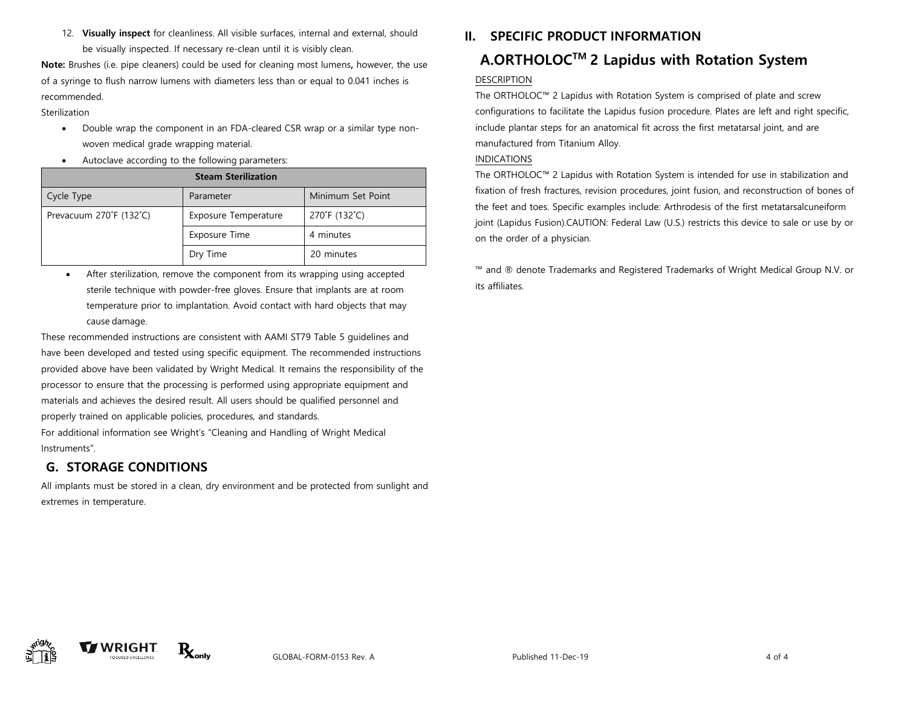12. **Visually inspect** for cleanliness. All visible surfaces, internal and external, should be visually inspected. If necessary re-clean until it is visibly clean.

**Note:** Brushes (i.e. pipe cleaners) could be used for cleaning most lumens**,** however, the use of a syringe to flush narrow lumens with diameters less than or equal to 0.041 inches is recommended.

Sterilization

- Double wrap the component in an FDA-cleared CSR wrap or a similar type non-woven medical grade wrapping material.
- Autoclave according to the following parameters:

| Steam Sterilization | | |
|---|---|---|
| Cycle Type | Parameter | Minimum Set Point |
| Prevacuum 270˚F (132˚C) | Exposure Temperature | 270˚F (132˚C) |
| | Exposure Time | 4 minutes |
| | Dry Time | 20 minutes |

- After sterilization, remove the component from its wrapping using accepted sterile technique with powder-free gloves. Ensure that implants are at room temperature prior to implantation. Avoid contact with hard objects that may cause damage.

These recommended instructions are consistent with AAMI ST79 Table 5 guidelines and have been developed and tested using specific equipment. The recommended instructions provided above have been validated by Wright Medical. It remains the responsibility of the processor to ensure that the processing is performed using appropriate equipment and materials and achieves the desired result. All users should be qualified personnel and properly trained on applicable policies, procedures, and standards.

For additional information see Wright's "Cleaning and Handling of Wright Medical Instruments".

## G. STORAGE CONDITIONS

All implants must be stored in a clean, dry environment and be protected from sunlight and extremes in temperature.

# II. SPECIFIC PRODUCT INFORMATION

## A. ORTHOLOC™ 2 Lapidus with Rotation System

DESCRIPTION

The ORTHOLOC™ 2 Lapidus with Rotation System is comprised of plate and screw configurations to facilitate the Lapidus fusion procedure. Plates are left and right specific, include plantar steps for an anatomical fit across the first metatarsal joint, and are manufactured from Titanium Alloy.

INDICATIONS

The ORTHOLOC™ 2 Lapidus with Rotation System is intended for use in stabilization and fixation of fresh fractures, revision procedures, joint fusion, and reconstruction of bones of the feet and toes. Specific examples include: Arthrodesis of the first metatarsalcuneiform joint (Lapidus Fusion).CAUTION: Federal Law (U.S.) restricts this device to sale or use by or on the order of a physician.

™ and ® denote Trademarks and Registered Trademarks of Wright Medical Group N.V. or its affiliates.

GLOBAL-FORM-0153 Rev. A

Published 11-Dec-19